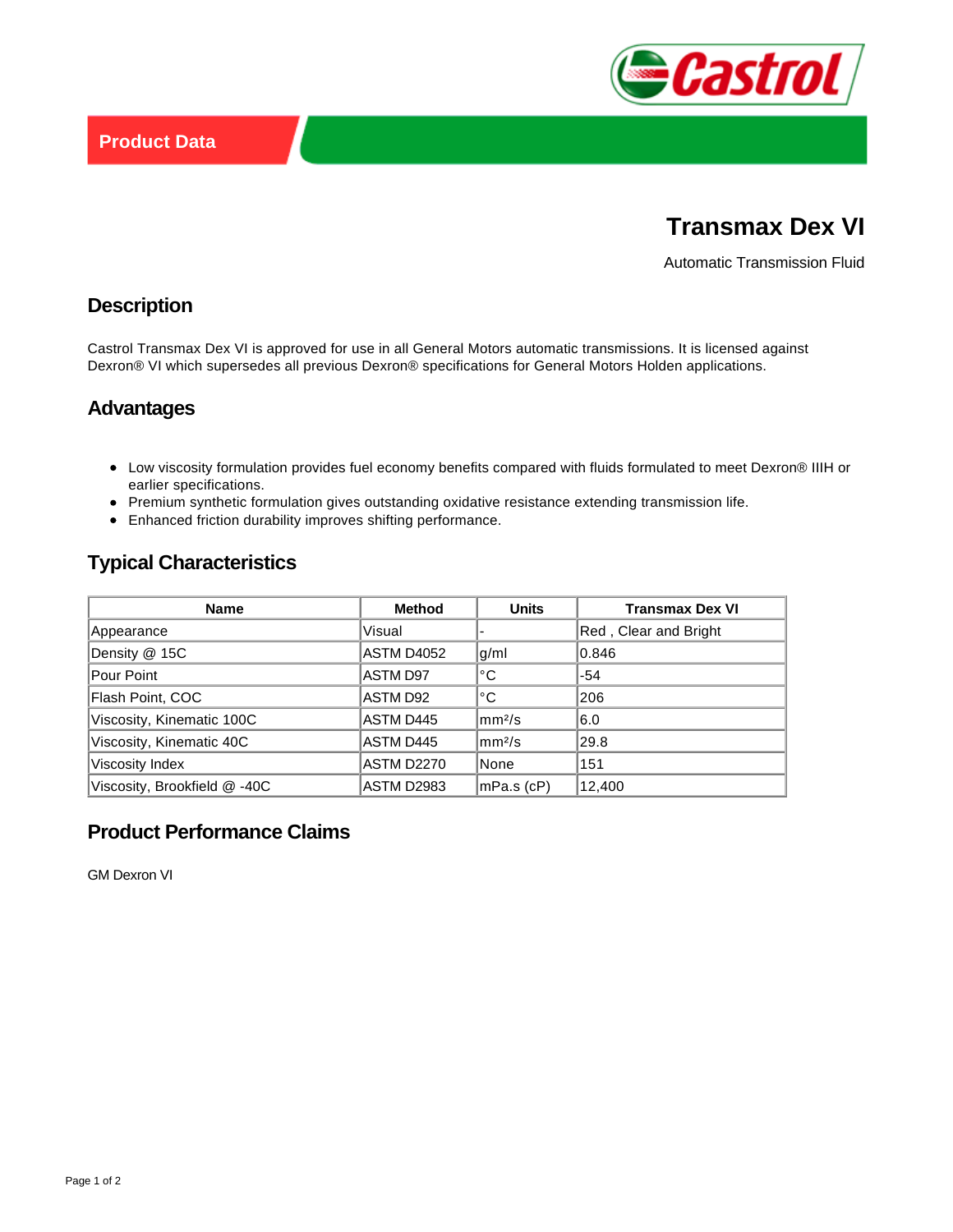Product Data

# Transmax Dex VI

Automatic Transmission Fluid

## Description

Castrol Transmax Dex VI is approved for use in all General Motors automatic transmissions. It is licensed against Dexron® VI which supersedes all previous Dexron® specifications for General Motors Holden applications.

## Advantages

- Low viscosity formulation provides fuel economy benefits compared with fluids formulated to meet Dexron® IIIH or earlier specifications.
- Premium synthetic formulation gives outstanding oxidative resistance extending transmission life.
- Enhanced friction durability improves shifting performance.

## Typical Characteristics

| Name | Method | Units | Transmax Dex VI |
|---|---|---|---|
| Appearance | Visual | - | Red , Clear and Bright |
| Density @ 15C | ASTM D4052 | g/ml | 0.846 |
| Pour Point | ASTM D97 | °C | -54 |
| Flash Point, COC | ASTM D92 | °C | 206 |
| Viscosity, Kinematic 100C | ASTM D445 | $mm^2/s$ | 6.0 |
| Viscosity, Kinematic 40C | ASTM D445 | $mm^2/s$ | 29.8 |
| Viscosity Index | ASTM D2270 | None | 151 |
| Viscosity, Brookfield @ -40C | ASTM D2983 | mPa.s (cP) | 12,400 |

## Product Performance Claims

GM Dexron VI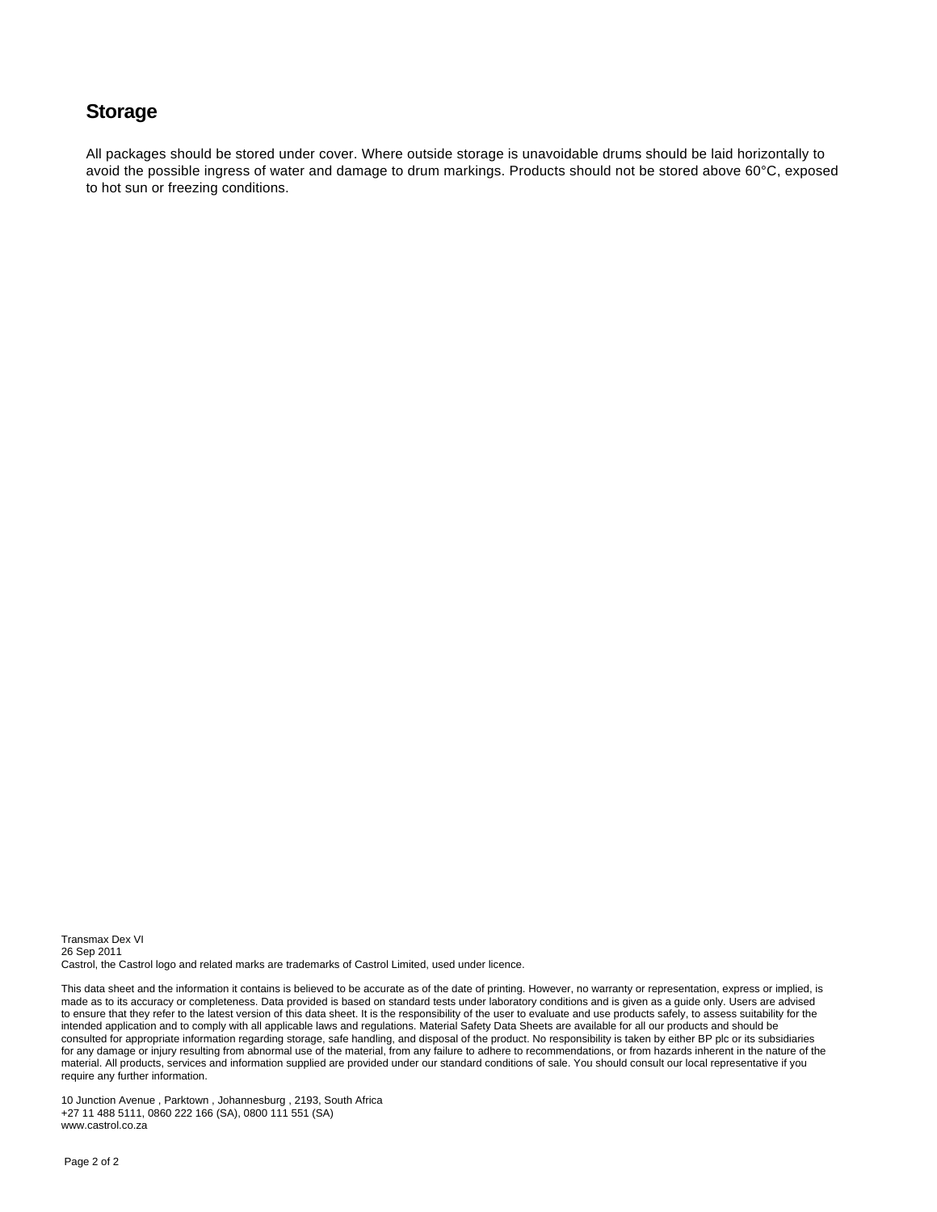## Storage

All packages should be stored under cover. Where outside storage is unavoidable drums should be laid horizontally to avoid the possible ingress of water and damage to drum markings. Products should not be stored above 60°C, exposed to hot sun or freezing conditions.

Transmax Dex VI
26 Sep 2011
Castrol, the Castrol logo and related marks are trademarks of Castrol Limited, used under licence.

This data sheet and the information it contains is believed to be accurate as of the date of printing. However, no warranty or representation, express or implied, is made as to its accuracy or completeness. Data provided is based on standard tests under laboratory conditions and is given as a guide only. Users are advised to ensure that they refer to the latest version of this data sheet. It is the responsibility of the user to evaluate and use products safely, to assess suitability for the intended application and to comply with all applicable laws and regulations. Material Safety Data Sheets are available for all our products and should be consulted for appropriate information regarding storage, safe handling, and disposal of the product. No responsibility is taken by either BP plc or its subsidiaries for any damage or injury resulting from abnormal use of the material, from any failure to adhere to recommendations, or from hazards inherent in the nature of the material. All products, services and information supplied are provided under our standard conditions of sale. You should consult our local representative if you require any further information.

10 Junction Avenue , Parktown , Johannesburg , 2193, South Africa
+27 11 488 5111, 0860 222 166 (SA), 0800 111 551 (SA)
www.castrol.co.za